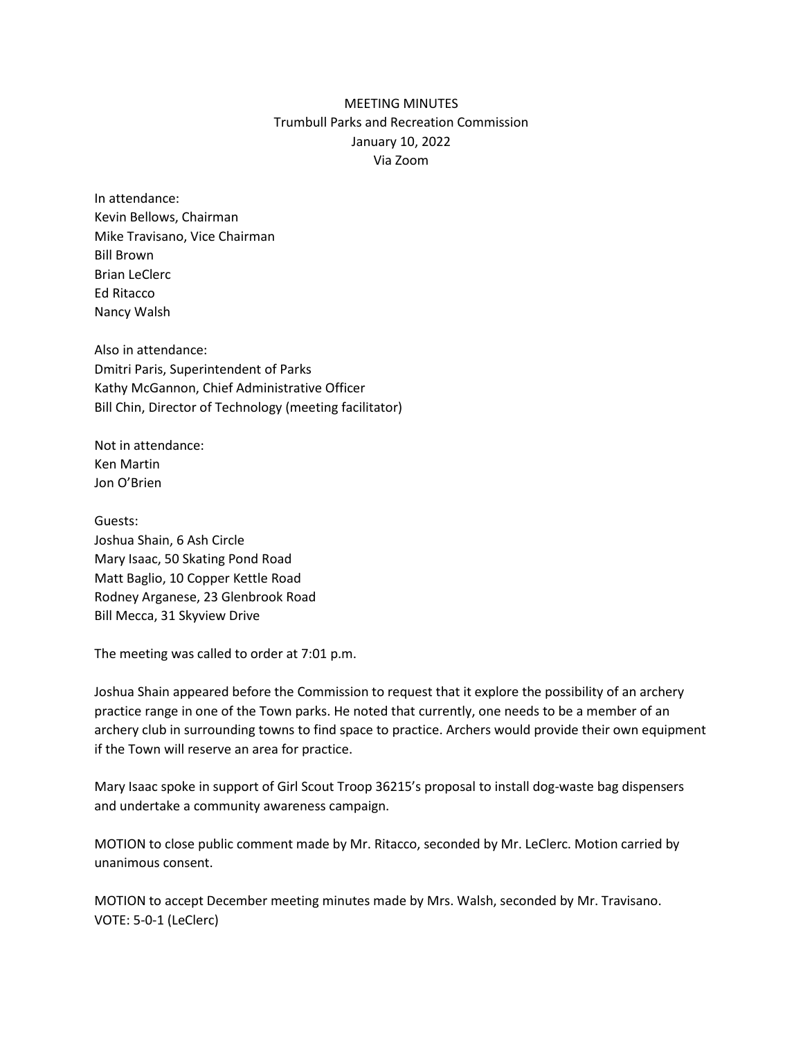# MEETING MINUTES

Trumbull Parks and Recreation Commission
January 10, 2022
Via Zoom

In attendance:
Kevin Bellows, Chairman
Mike Travisano, Vice Chairman
Bill Brown
Brian LeClerc
Ed Ritacco
Nancy Walsh

Also in attendance:
Dmitri Paris, Superintendent of Parks
Kathy McGannon, Chief Administrative Officer
Bill Chin, Director of Technology (meeting facilitator)

Not in attendance:
Ken Martin
Jon O'Brien

Guests:
Joshua Shain, 6 Ash Circle
Mary Isaac, 50 Skating Pond Road
Matt Baglio, 10 Copper Kettle Road
Rodney Arganese, 23 Glenbrook Road
Bill Mecca, 31 Skyview Drive

The meeting was called to order at 7:01 p.m.

Joshua Shain appeared before the Commission to request that it explore the possibility of an archery practice range in one of the Town parks. He noted that currently, one needs to be a member of an archery club in surrounding towns to find space to practice. Archers would provide their own equipment if the Town will reserve an area for practice.

Mary Isaac spoke in support of Girl Scout Troop 36215's proposal to install dog-waste bag dispensers and undertake a community awareness campaign.

MOTION to close public comment made by Mr. Ritacco, seconded by Mr. LeClerc. Motion carried by unanimous consent.

MOTION to accept December meeting minutes made by Mrs. Walsh, seconded by Mr. Travisano.
VOTE: 5-0-1 (LeClerc)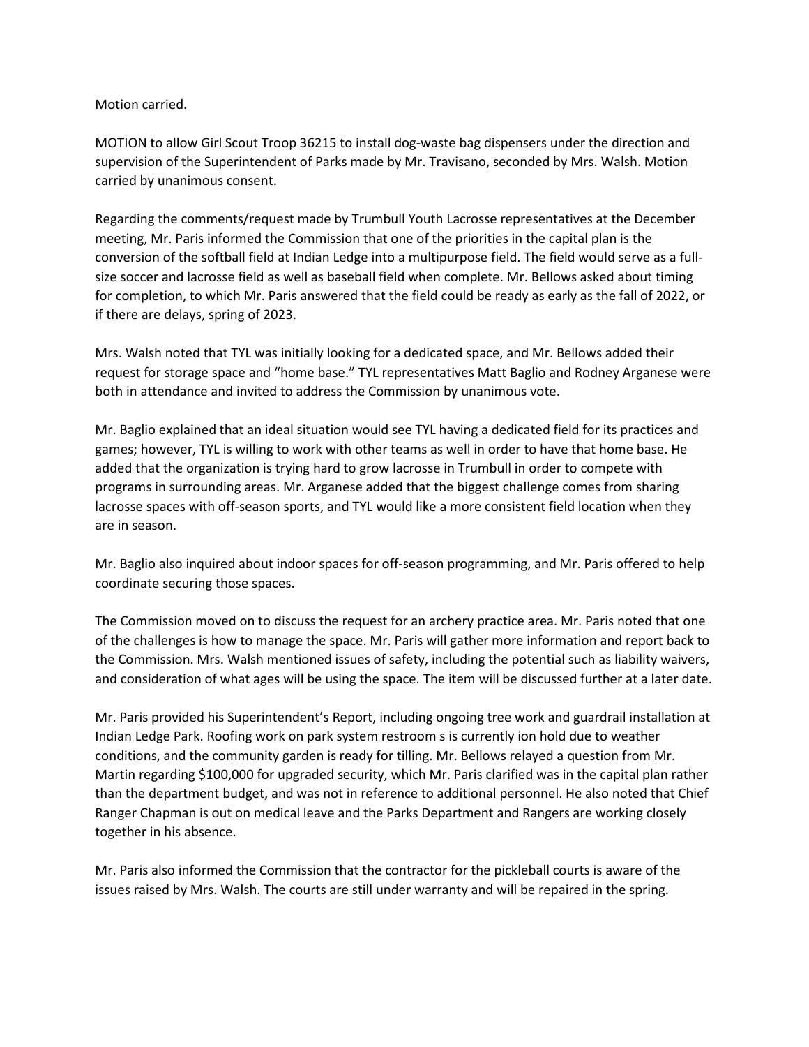Motion carried.

MOTION to allow Girl Scout Troop 36215 to install dog-waste bag dispensers under the direction and supervision of the Superintendent of Parks made by Mr. Travisano, seconded by Mrs. Walsh. Motion carried by unanimous consent.

Regarding the comments/request made by Trumbull Youth Lacrosse representatives at the December meeting, Mr. Paris informed the Commission that one of the priorities in the capital plan is the conversion of the softball field at Indian Ledge into a multipurpose field. The field would serve as a full-size soccer and lacrosse field as well as baseball field when complete. Mr. Bellows asked about timing for completion, to which Mr. Paris answered that the field could be ready as early as the fall of 2022, or if there are delays, spring of 2023.

Mrs. Walsh noted that TYL was initially looking for a dedicated space, and Mr. Bellows added their request for storage space and "home base." TYL representatives Matt Baglio and Rodney Arganese were both in attendance and invited to address the Commission by unanimous vote.

Mr. Baglio explained that an ideal situation would see TYL having a dedicated field for its practices and games; however, TYL is willing to work with other teams as well in order to have that home base. He added that the organization is trying hard to grow lacrosse in Trumbull in order to compete with programs in surrounding areas. Mr. Arganese added that the biggest challenge comes from sharing lacrosse spaces with off-season sports, and TYL would like a more consistent field location when they are in season.

Mr. Baglio also inquired about indoor spaces for off-season programming, and Mr. Paris offered to help coordinate securing those spaces.

The Commission moved on to discuss the request for an archery practice area. Mr. Paris noted that one of the challenges is how to manage the space. Mr. Paris will gather more information and report back to the Commission. Mrs. Walsh mentioned issues of safety, including the potential such as liability waivers, and consideration of what ages will be using the space. The item will be discussed further at a later date.

Mr. Paris provided his Superintendent's Report, including ongoing tree work and guardrail installation at Indian Ledge Park. Roofing work on park system restroom s is currently ion hold due to weather conditions, and the community garden is ready for tilling. Mr. Bellows relayed a question from Mr. Martin regarding $100,000 for upgraded security, which Mr. Paris clarified was in the capital plan rather than the department budget, and was not in reference to additional personnel. He also noted that Chief Ranger Chapman is out on medical leave and the Parks Department and Rangers are working closely together in his absence.

Mr. Paris also informed the Commission that the contractor for the pickleball courts is aware of the issues raised by Mrs. Walsh. The courts are still under warranty and will be repaired in the spring.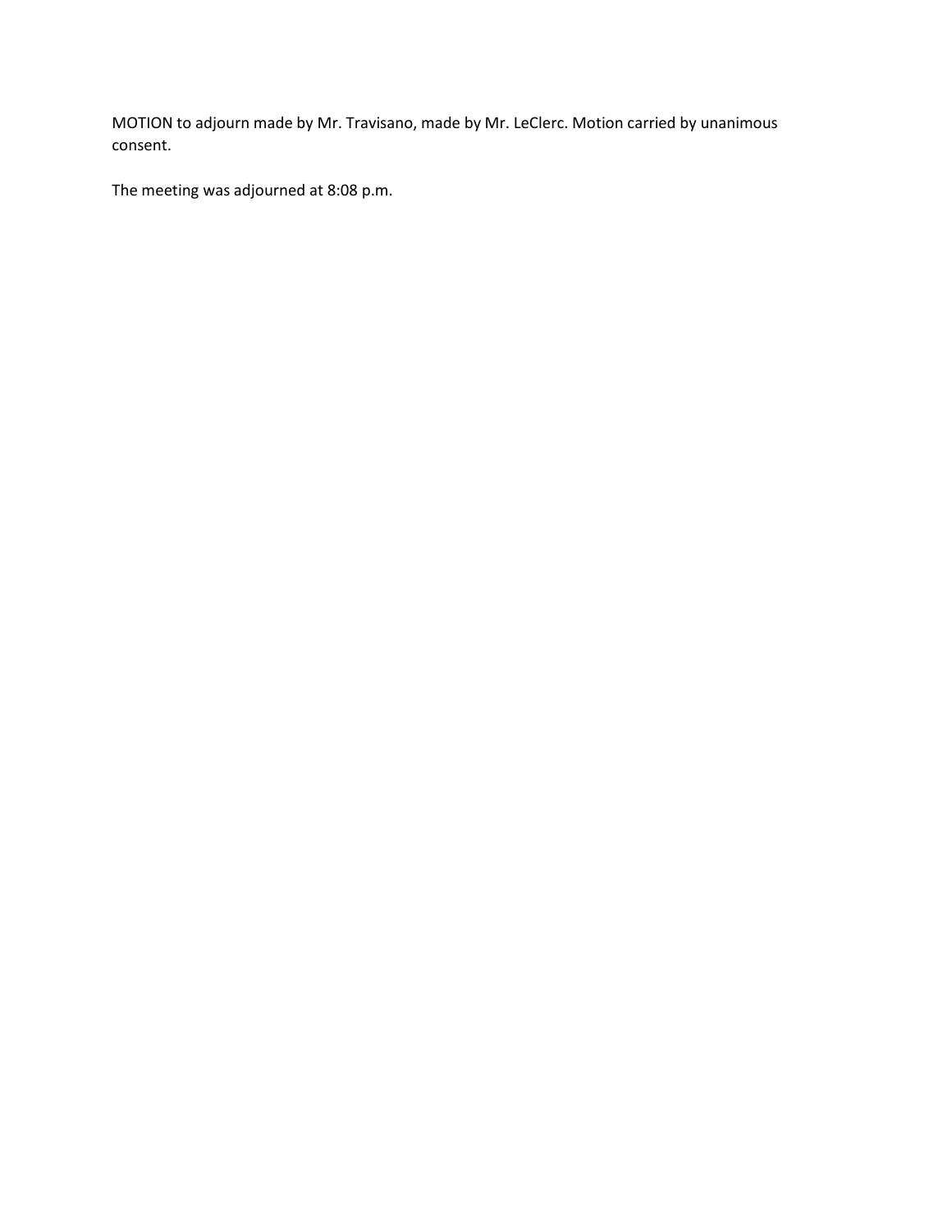MOTION to adjourn made by Mr. Travisano, made by Mr. LeClerc. Motion carried by unanimous consent.

The meeting was adjourned at 8:08 p.m.